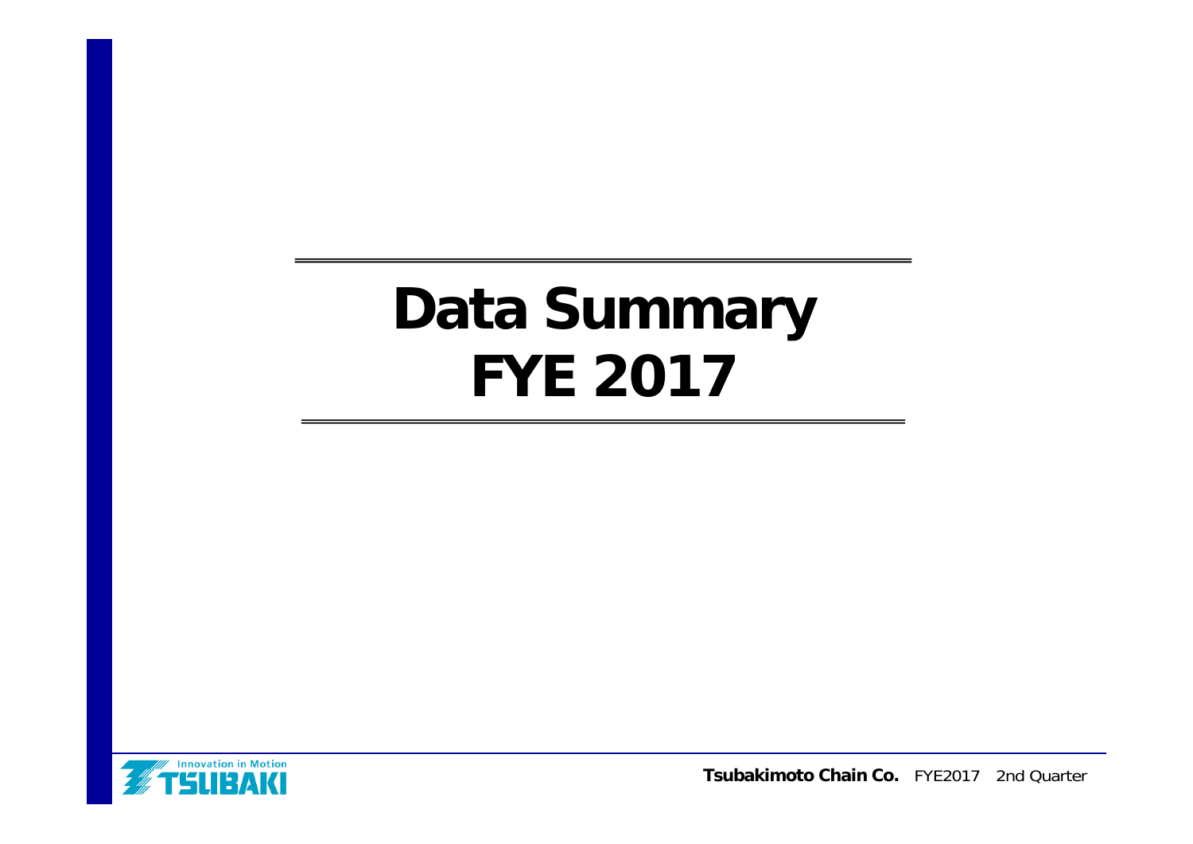# Data Summary FYE 2017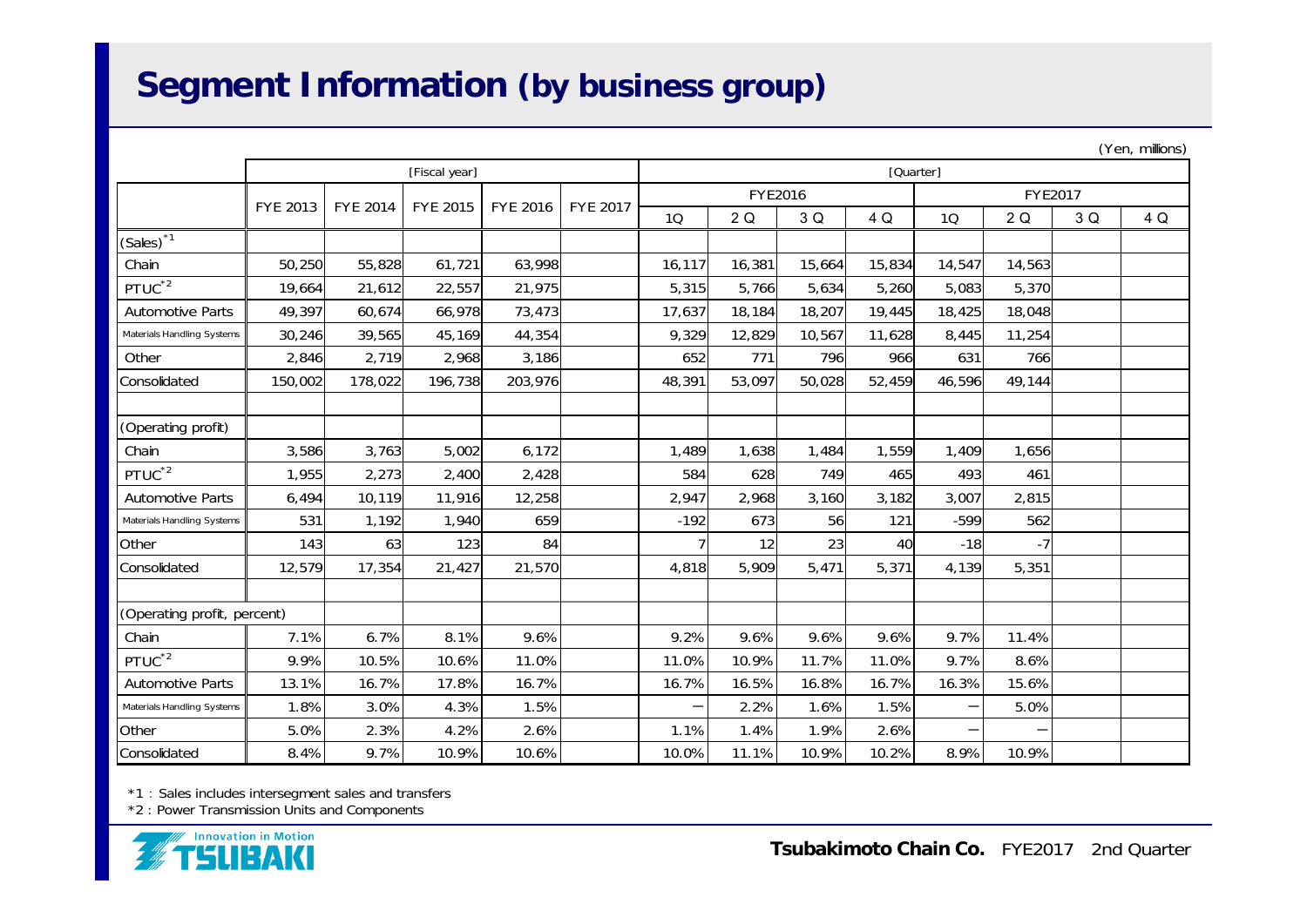# Segment Information (by business group)

(Yen, millions)

| | [Fiscal year] | | | | | [Quarter] | | | | | | | |
|---|---|---|---|---|---|---|---|---|---|---|---|---|---|
| | | | | | | FYE2016 | | | | FYE2017 | | | |
| | FYE 2013 | FYE 2014 | FYE 2015 | FYE 2016 | FYE 2017 | 1Q | 2 Q | 3 Q | 4 Q | 1Q | 2 Q | 3 Q | 4 Q |
| (Sales)*1 | | | | | | | | | | | | | |
| Chain | 50,250 | 55,828 | 61,721 | 63,998 | | 16,117 | 16,381 | 15,664 | 15,834 | 14,547 | 14,563 | | |
| PTUC*2 | 19,664 | 21,612 | 22,557 | 21,975 | | 5,315 | 5,766 | 5,634 | 5,260 | 5,083 | 5,370 | | |
| Automotive Parts | 49,397 | 60,674 | 66,978 | 73,473 | | 17,637 | 18,184 | 18,207 | 19,445 | 18,425 | 18,048 | | |
| Materials Handling Systems | 30,246 | 39,565 | 45,169 | 44,354 | | 9,329 | 12,829 | 10,567 | 11,628 | 8,445 | 11,254 | | |
| Other | 2,846 | 2,719 | 2,968 | 3,186 | | 652 | 771 | 796 | 966 | 631 | 766 | | |
| Consolidated | 150,002 | 178,022 | 196,738 | 203,976 | | 48,391 | 53,097 | 50,028 | 52,459 | 46,596 | 49,144 | | |
| | | | | | | | | | | | | | |
| (Operating profit) | | | | | | | | | | | | | |
| Chain | 3,586 | 3,763 | 5,002 | 6,172 | | 1,489 | 1,638 | 1,484 | 1,559 | 1,409 | 1,656 | | |
| PTUC*2 | 1,955 | 2,273 | 2,400 | 2,428 | | 584 | 628 | 749 | 465 | 493 | 461 | | |
| Automotive Parts | 6,494 | 10,119 | 11,916 | 12,258 | | 2,947 | 2,968 | 3,160 | 3,182 | 3,007 | 2,815 | | |
| Materials Handling Systems | 531 | 1,192 | 1,940 | 659 | | -192 | 673 | 56 | 121 | -599 | 562 | | |
| Other | 143 | 63 | 123 | 84 | | 7 | 12 | 23 | 40 | -18 | -7 | | |
| Consolidated | 12,579 | 17,354 | 21,427 | 21,570 | | 4,818 | 5,909 | 5,471 | 5,371 | 4,139 | 5,351 | | |
| | | | | | | | | | | | | | |
| (Operating profit, percent) | | | | | | | | | | | | | |
| Chain | 7.1% | 6.7% | 8.1% | 9.6% | | 9.2% | 9.6% | 9.6% | 9.6% | 9.7% | 11.4% | | |
| PTUC*2 | 9.9% | 10.5% | 10.6% | 11.0% | | 11.0% | 10.9% | 11.7% | 11.0% | 9.7% | 8.6% | | |
| Automotive Parts | 13.1% | 16.7% | 17.8% | 16.7% | | 16.7% | 16.5% | 16.8% | 16.7% | 16.3% | 15.6% | | |
| Materials Handling Systems | 1.8% | 3.0% | 4.3% | 1.5% | | — | 2.2% | 1.6% | 1.5% | — | 5.0% | | |
| Other | 5.0% | 2.3% | 4.2% | 2.6% | | 1.1% | 1.4% | 1.9% | 2.6% | — | — | | |
| Consolidated | 8.4% | 9.7% | 10.9% | 10.6% | | 10.0% | 11.1% | 10.9% | 10.2% | 8.9% | 10.9% | | |

*1：Sales includes intersegment sales and transfers

*2 : Power Transmission Units and Components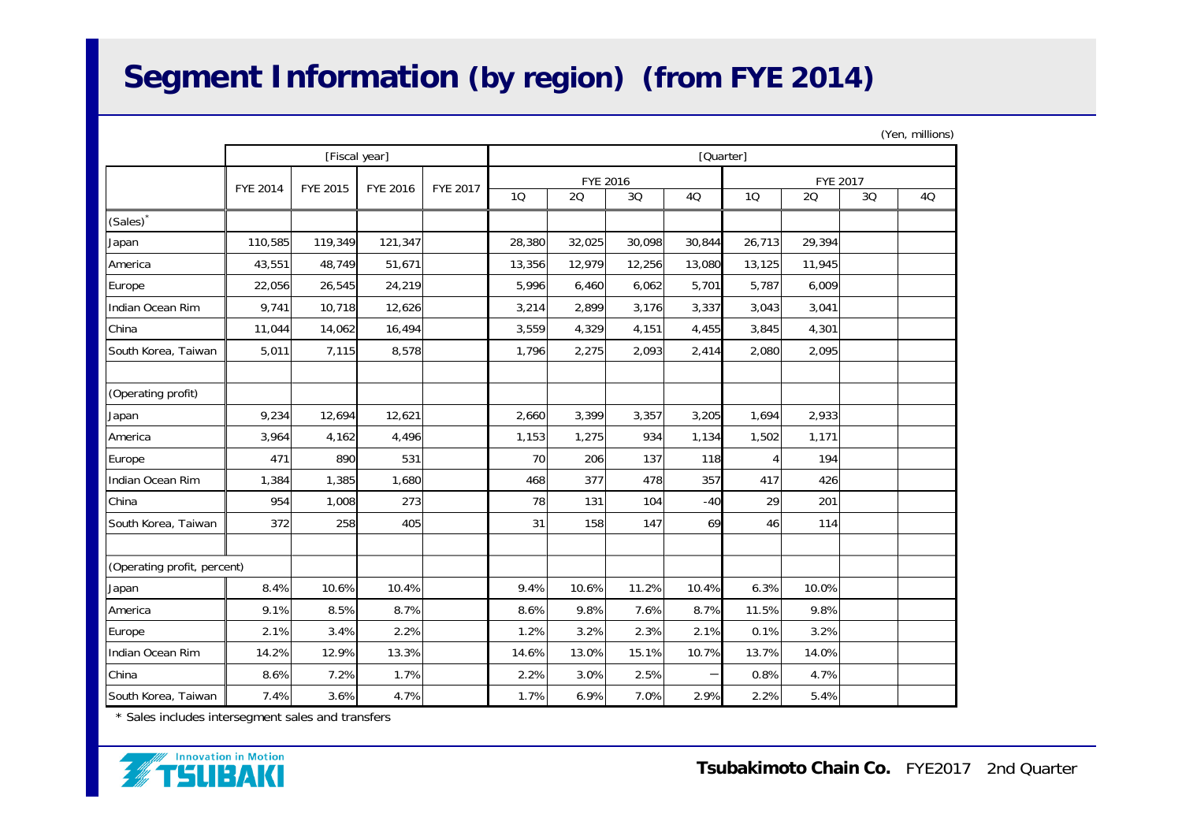# Segment Information (by region) (from FYE 2014)

(Yen, millions)

| | [Fiscal year] | | | | [Quarter] | | | | | | | |
|---|---|---|---|---|---|---|---|---|---|---|---|---|
| | | | | | FYE 2016 | | | | FYE 2017 | | | |
| | FYE 2014 | FYE 2015 | FYE 2016 | FYE 2017 | 1Q | 2Q | 3Q | 4Q | 1Q | 2Q | 3Q | 4Q |
| (Sales)* | | | | | | | | | | | | |
| Japan | 110,585 | 119,349 | 121,347 | | 28,380 | 32,025 | 30,098 | 30,844 | 26,713 | 29,394 | | |
| America | 43,551 | 48,749 | 51,671 | | 13,356 | 12,979 | 12,256 | 13,080 | 13,125 | 11,945 | | |
| Europe | 22,056 | 26,545 | 24,219 | | 5,996 | 6,460 | 6,062 | 5,701 | 5,787 | 6,009 | | |
| Indian Ocean Rim | 9,741 | 10,718 | 12,626 | | 3,214 | 2,899 | 3,176 | 3,337 | 3,043 | 3,041 | | |
| China | 11,044 | 14,062 | 16,494 | | 3,559 | 4,329 | 4,151 | 4,455 | 3,845 | 4,301 | | |
| South Korea, Taiwan | 5,011 | 7,115 | 8,578 | | 1,796 | 2,275 | 2,093 | 2,414 | 2,080 | 2,095 | | |
| | | | | | | | | | | | | |
| (Operating profit) | | | | | | | | | | | | |
| Japan | 9,234 | 12,694 | 12,621 | | 2,660 | 3,399 | 3,357 | 3,205 | 1,694 | 2,933 | | |
| America | 3,964 | 4,162 | 4,496 | | 1,153 | 1,275 | 934 | 1,134 | 1,502 | 1,171 | | |
| Europe | 471 | 890 | 531 | | 70 | 206 | 137 | 118 | 4 | 194 | | |
| Indian Ocean Rim | 1,384 | 1,385 | 1,680 | | 468 | 377 | 478 | 357 | 417 | 426 | | |
| China | 954 | 1,008 | 273 | | 78 | 131 | 104 | -40 | 29 | 201 | | |
| South Korea, Taiwan | 372 | 258 | 405 | | 31 | 158 | 147 | 69 | 46 | 114 | | |
| | | | | | | | | | | | | |
| (Operating profit, percent) | | | | | | | | | | | | |
| Japan | 8.4% | 10.6% | 10.4% | | 9.4% | 10.6% | 11.2% | 10.4% | 6.3% | 10.0% | | |
| America | 9.1% | 8.5% | 8.7% | | 8.6% | 9.8% | 7.6% | 8.7% | 11.5% | 9.8% | | |
| Europe | 2.1% | 3.4% | 2.2% | | 1.2% | 3.2% | 2.3% | 2.1% | 0.1% | 3.2% | | |
| Indian Ocean Rim | 14.2% | 12.9% | 13.3% | | 14.6% | 13.0% | 15.1% | 10.7% | 13.7% | 14.0% | | |
| China | 8.6% | 7.2% | 1.7% | | 2.2% | 3.0% | 2.5% | — | 0.8% | 4.7% | | |
| South Korea, Taiwan | 7.4% | 3.6% | 4.7% | | 1.7% | 6.9% | 7.0% | 2.9% | 2.2% | 5.4% | | |

\* Sales includes intersegment sales and transfers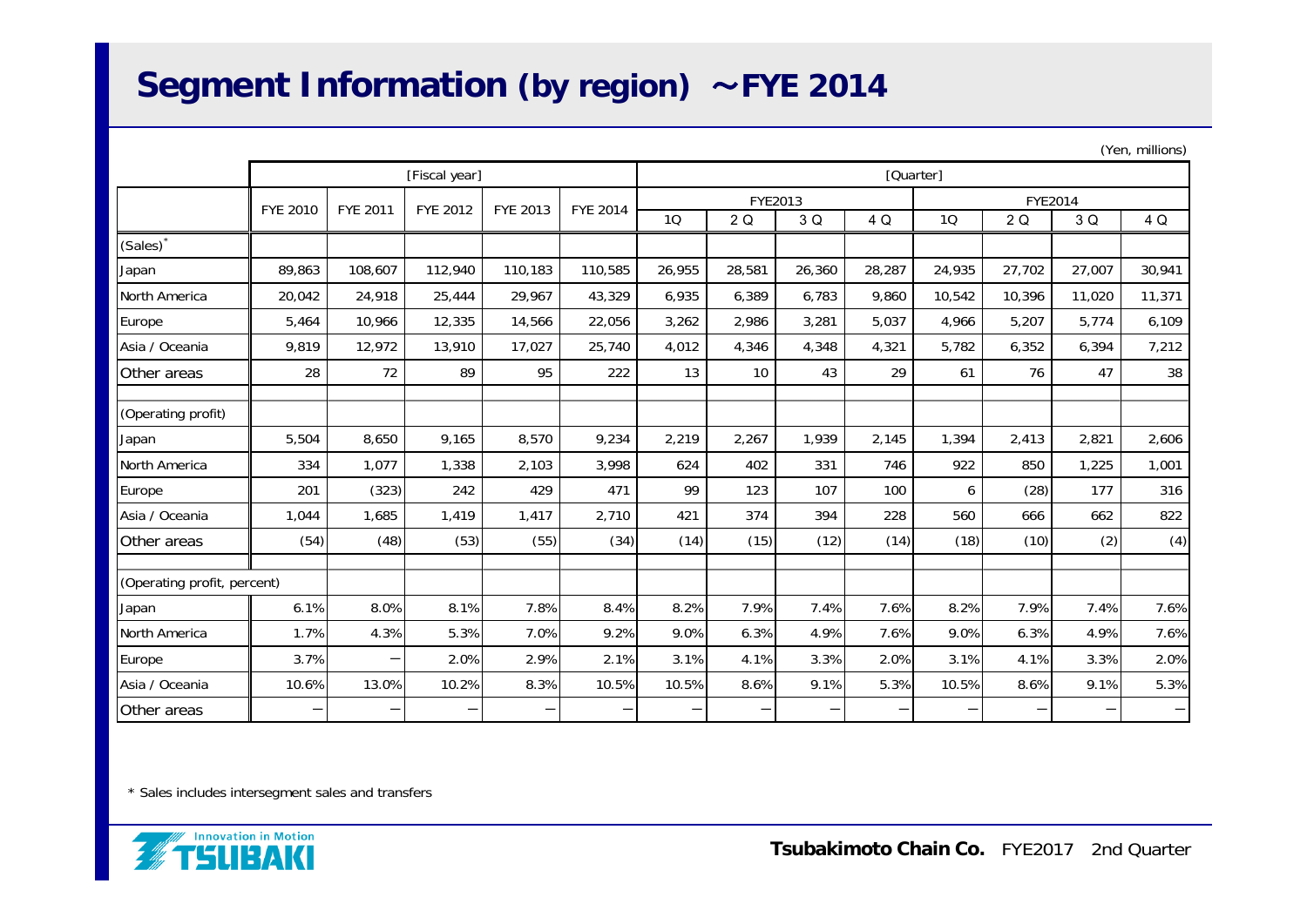# Segment Information (by region) ～FYE 2014

(Yen, millions)

| | [Fiscal year] | | | | | [Quarter] | | | | | | | |
|---|---|---|---|---|---|---|---|---|---|---|---|---|---|
| | | | | | | FYE2013 | | | | FYE2014 | | | |
| | FYE 2010 | FYE 2011 | FYE 2012 | FYE 2013 | FYE 2014 | 1Q | 2 Q | 3 Q | 4 Q | 1Q | 2 Q | 3 Q | 4 Q |
| (Sales)* | | | | | | | | | | | | | |
| Japan | 89,863 | 108,607 | 112,940 | 110,183 | 110,585 | 26,955 | 28,581 | 26,360 | 28,287 | 24,935 | 27,702 | 27,007 | 30,941 |
| North America | 20,042 | 24,918 | 25,444 | 29,967 | 43,329 | 6,935 | 6,389 | 6,783 | 9,860 | 10,542 | 10,396 | 11,020 | 11,371 |
| Europe | 5,464 | 10,966 | 12,335 | 14,566 | 22,056 | 3,262 | 2,986 | 3,281 | 5,037 | 4,966 | 5,207 | 5,774 | 6,109 |
| Asia / Oceania | 9,819 | 12,972 | 13,910 | 17,027 | 25,740 | 4,012 | 4,346 | 4,348 | 4,321 | 5,782 | 6,352 | 6,394 | 7,212 |
| Other areas | 28 | 72 | 89 | 95 | 222 | 13 | 10 | 43 | 29 | 61 | 76 | 47 | 38 |
| (Operating profit) | | | | | | | | | | | | | |
| Japan | 5,504 | 8,650 | 9,165 | 8,570 | 9,234 | 2,219 | 2,267 | 1,939 | 2,145 | 1,394 | 2,413 | 2,821 | 2,606 |
| North America | 334 | 1,077 | 1,338 | 2,103 | 3,998 | 624 | 402 | 331 | 746 | 922 | 850 | 1,225 | 1,001 |
| Europe | 201 | (323) | 242 | 429 | 471 | 99 | 123 | 107 | 100 | 6 | (28) | 177 | 316 |
| Asia / Oceania | 1,044 | 1,685 | 1,419 | 1,417 | 2,710 | 421 | 374 | 394 | 228 | 560 | 666 | 662 | 822 |
| Other areas | (54) | (48) | (53) | (55) | (34) | (14) | (15) | (12) | (14) | (18) | (10) | (2) | (4) |
| (Operating profit, percent) | | | | | | | | | | | | | |
| Japan | 6.1% | 8.0% | 8.1% | 7.8% | 8.4% | 8.2% | 7.9% | 7.4% | 7.6% | 8.2% | 7.9% | 7.4% | 7.6% |
| North America | 1.7% | 4.3% | 5.3% | 7.0% | 9.2% | 9.0% | 6.3% | 4.9% | 7.6% | 9.0% | 6.3% | 4.9% | 7.6% |
| Europe | 3.7% | – | 2.0% | 2.9% | 2.1% | 3.1% | 4.1% | 3.3% | 2.0% | 3.1% | 4.1% | 3.3% | 2.0% |
| Asia / Oceania | 10.6% | 13.0% | 10.2% | 8.3% | 10.5% | 10.5% | 8.6% | 9.1% | 5.3% | 10.5% | 8.6% | 9.1% | 5.3% |
| Other areas | – | – | – | – | – | – | – | – | – | – | – | – | – |

* Sales includes intersegment sales and transfers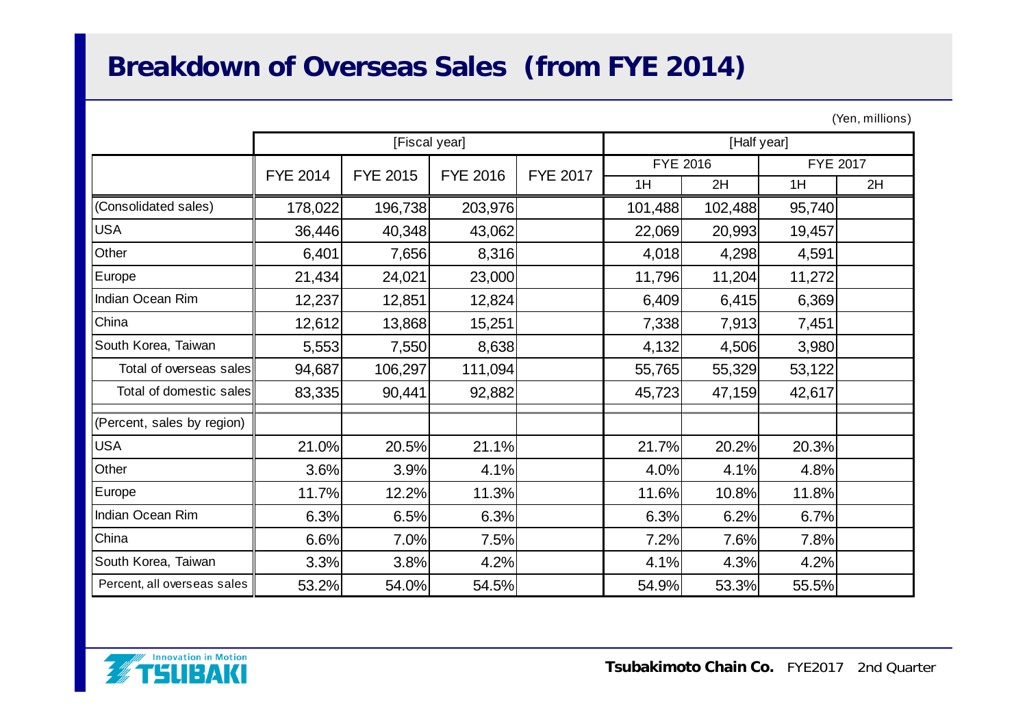# Breakdown of Overseas Sales (from FYE 2014)

(Yen, millions)

| | [Fiscal year] | | | | [Half year] | | | |
|---|---|---|---|---|---|---|---|---|
| | FYE 2014 | FYE 2015 | FYE 2016 | FYE 2017 | FYE 2016 | | FYE 2017 | |
| | | | | | 1H | 2H | 1H | 2H |
| (Consolidated sales) | 178,022 | 196,738 | 203,976 | | 101,488 | 102,488 | 95,740 | |
| USA | 36,446 | 40,348 | 43,062 | | 22,069 | 20,993 | 19,457 | |
| Other | 6,401 | 7,656 | 8,316 | | 4,018 | 4,298 | 4,591 | |
| Europe | 21,434 | 24,021 | 23,000 | | 11,796 | 11,204 | 11,272 | |
| Indian Ocean Rim | 12,237 | 12,851 | 12,824 | | 6,409 | 6,415 | 6,369 | |
| China | 12,612 | 13,868 | 15,251 | | 7,338 | 7,913 | 7,451 | |
| South Korea, Taiwan | 5,553 | 7,550 | 8,638 | | 4,132 | 4,506 | 3,980 | |
| Total of overseas sales | 94,687 | 106,297 | 111,094 | | 55,765 | 55,329 | 53,122 | |
| Total of domestic sales | 83,335 | 90,441 | 92,882 | | 45,723 | 47,159 | 42,617 | |
| (Percent, sales by region) | | | | | | | | |
| USA | 21.0% | 20.5% | 21.1% | | 21.7% | 20.2% | 20.3% | |
| Other | 3.6% | 3.9% | 4.1% | | 4.0% | 4.1% | 4.8% | |
| Europe | 11.7% | 12.2% | 11.3% | | 11.6% | 10.8% | 11.8% | |
| Indian Ocean Rim | 6.3% | 6.5% | 6.3% | | 6.3% | 6.2% | 6.7% | |
| China | 6.6% | 7.0% | 7.5% | | 7.2% | 7.6% | 7.8% | |
| South Korea, Taiwan | 3.3% | 3.8% | 4.2% | | 4.1% | 4.3% | 4.2% | |
| Percent, all overseas sales | 53.2% | 54.0% | 54.5% | | 54.9% | 53.3% | 55.5% | |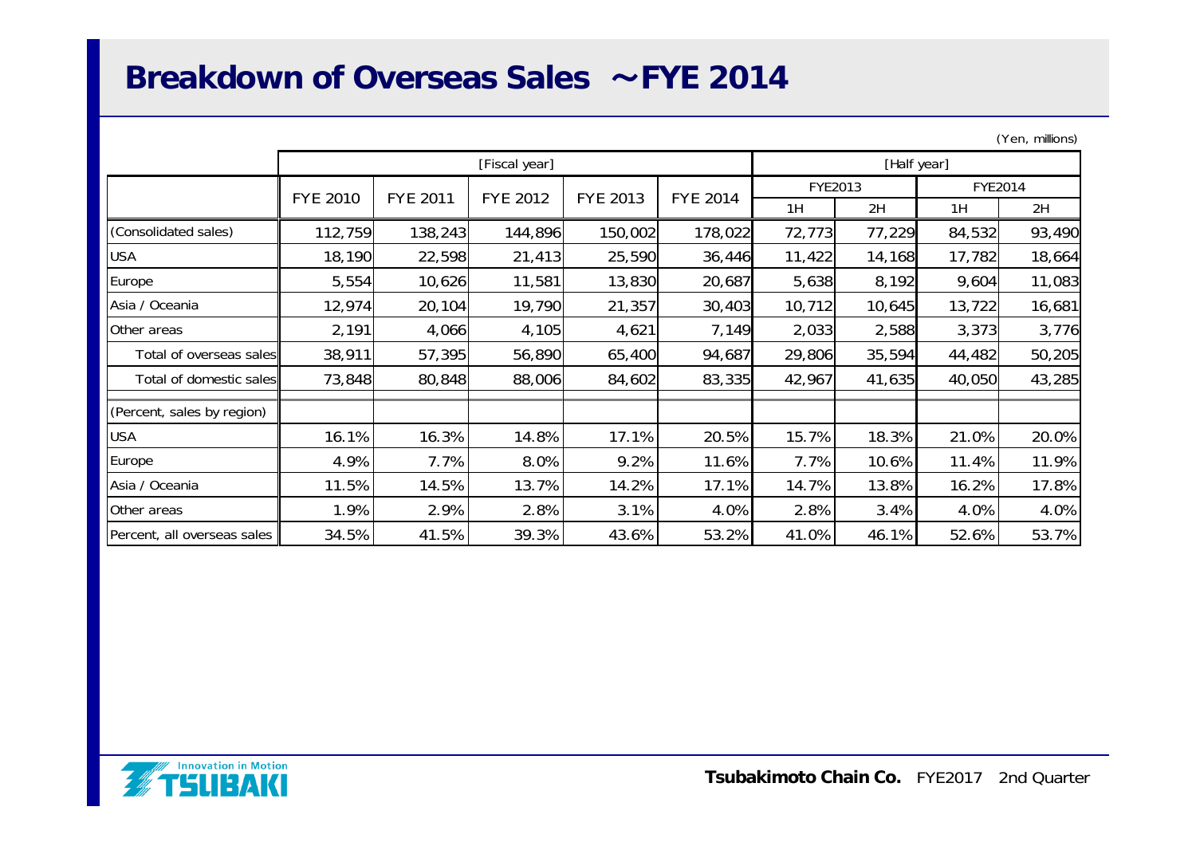# Breakdown of Overseas Sales ～FYE 2014

(Yen, millions)

| | [Fiscal year] | | | | | [Half year] | | | |
|---|---|---|---|---|---|---|---|---|---|
| | FYE 2010 | FYE 2011 | FYE 2012 | FYE 2013 | FYE 2014 | FYE2013 | | FYE2014 | |
| | | | | | | 1H | 2H | 1H | 2H |
| (Consolidated sales) | 112,759 | 138,243 | 144,896 | 150,002 | 178,022 | 72,773 | 77,229 | 84,532 | 93,490 |
| USA | 18,190 | 22,598 | 21,413 | 25,590 | 36,446 | 11,422 | 14,168 | 17,782 | 18,664 |
| Europe | 5,554 | 10,626 | 11,581 | 13,830 | 20,687 | 5,638 | 8,192 | 9,604 | 11,083 |
| Asia / Oceania | 12,974 | 20,104 | 19,790 | 21,357 | 30,403 | 10,712 | 10,645 | 13,722 | 16,681 |
| Other areas | 2,191 | 4,066 | 4,105 | 4,621 | 7,149 | 2,033 | 2,588 | 3,373 | 3,776 |
| Total of overseas sales | 38,911 | 57,395 | 56,890 | 65,400 | 94,687 | 29,806 | 35,594 | 44,482 | 50,205 |
| Total of domestic sales | 73,848 | 80,848 | 88,006 | 84,602 | 83,335 | 42,967 | 41,635 | 40,050 | 43,285 |
| (Percent, sales by region) | | | | | | | | | |
| USA | 16.1% | 16.3% | 14.8% | 17.1% | 20.5% | 15.7% | 18.3% | 21.0% | 20.0% |
| Europe | 4.9% | 7.7% | 8.0% | 9.2% | 11.6% | 7.7% | 10.6% | 11.4% | 11.9% |
| Asia / Oceania | 11.5% | 14.5% | 13.7% | 14.2% | 17.1% | 14.7% | 13.8% | 16.2% | 17.8% |
| Other areas | 1.9% | 2.9% | 2.8% | 3.1% | 4.0% | 2.8% | 3.4% | 4.0% | 4.0% |
| Percent, all overseas sales | 34.5% | 41.5% | 39.3% | 43.6% | 53.2% | 41.0% | 46.1% | 52.6% | 53.7% |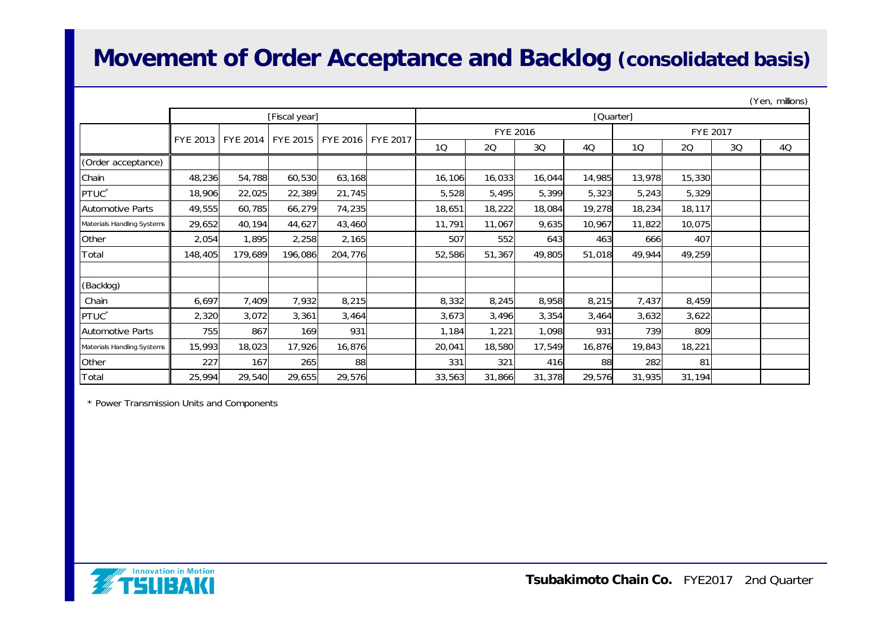# Movement of Order Acceptance and Backlog (consolidated basis)

(Yen, millions)

| | [Fiscal year] | | | | | [Quarter] | | | | | | | |
|---|---|---|---|---|---|---|---|---|---|---|---|---|---|
| | FYE 2013 | FYE 2014 | FYE 2015 | FYE 2016 | FYE 2017 | FYE 2016 | | | | FYE 2017 | | | |
| | | | | | | 1Q | 2Q | 3Q | 4Q | 1Q | 2Q | 3Q | 4Q |
| (Order acceptance) | | | | | | | | | | | | | |
| Chain | 48,236 | 54,788 | 60,530 | 63,168 | | 16,106 | 16,033 | 16,044 | 14,985 | 13,978 | 15,330 | | |
| PTUC* | 18,906 | 22,025 | 22,389 | 21,745 | | 5,528 | 5,495 | 5,399 | 5,323 | 5,243 | 5,329 | | |
| Automotive Parts | 49,555 | 60,785 | 66,279 | 74,235 | | 18,651 | 18,222 | 18,084 | 19,278 | 18,234 | 18,117 | | |
| Materials Handling Systems | 29,652 | 40,194 | 44,627 | 43,460 | | 11,791 | 11,067 | 9,635 | 10,967 | 11,822 | 10,075 | | |
| Other | 2,054 | 1,895 | 2,258 | 2,165 | | 507 | 552 | 643 | 463 | 666 | 407 | | |
| Total | 148,405 | 179,689 | 196,086 | 204,776 | | 52,586 | 51,367 | 49,805 | 51,018 | 49,944 | 49,259 | | |
| | | | | | | | | | | | | | |
| (Backlog) | | | | | | | | | | | | | |
| Chain | 6,697 | 7,409 | 7,932 | 8,215 | | 8,332 | 8,245 | 8,958 | 8,215 | 7,437 | 8,459 | | |
| PTUC* | 2,320 | 3,072 | 3,361 | 3,464 | | 3,673 | 3,496 | 3,354 | 3,464 | 3,632 | 3,622 | | |
| Automotive Parts | 755 | 867 | 169 | 931 | | 1,184 | 1,221 | 1,098 | 931 | 739 | 809 | | |
| Materials Handling Systems | 15,993 | 18,023 | 17,926 | 16,876 | | 20,041 | 18,580 | 17,549 | 16,876 | 19,843 | 18,221 | | |
| Other | 227 | 167 | 265 | 88 | | 331 | 321 | 416 | 88 | 282 | 81 | | |
| Total | 25,994 | 29,540 | 29,655 | 29,576 | | 33,563 | 31,866 | 31,378 | 29,576 | 31,935 | 31,194 | | |

* Power Transmission Units and Components

**Tsubakimoto Chain Co.** FYE2017 2nd Quarter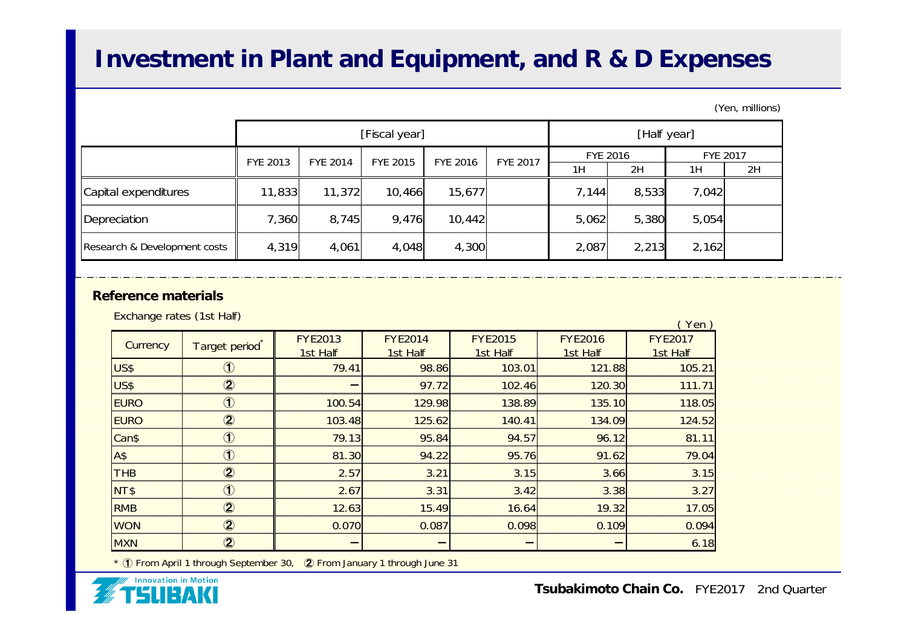# Investment in Plant and Equipment, and R & D Expenses

(Yen, millions)

| | [Fiscal year] | | | | | [Half year] | | | |
|---|---|---|---|---|---|---|---|---|---|
| | FYE 2013 | FYE 2014 | FYE 2015 | FYE 2016 | FYE 2017 | FYE 2016 | | FYE 2017 | |
| | | | | | | 1H | 2H | 1H | 2H |
| Capital expenditures | 11,833 | 11,372 | 10,466 | 15,677 | | 7,144 | 8,533 | 7,042 | |
| Depreciation | 7,360 | 8,745 | 9,476 | 10,442 | | 5,062 | 5,380 | 5,054 | |
| Research & Development costs | 4,319 | 4,061 | 4,048 | 4,300 | | 2,087 | 2,213 | 2,162 | |

**Reference materials**

Exchange rates (1st Half)

( Yen )

| Currency | Target period* | FYE2013 1st Half | FYE2014 1st Half | FYE2015 1st Half | FYE2016 1st Half | FYE2017 1st Half |
|---|---|---|---|---|---|---|
| US$ | ① | 79.41 | 98.86 | 103.01 | 121.88 | 105.21 |
| US$ | ② | – | 97.72 | 102.46 | 120.30 | 111.71 |
| EURO | ① | 100.54 | 129.98 | 138.89 | 135.10 | 118.05 |
| EURO | ② | 103.48 | 125.62 | 140.41 | 134.09 | 124.52 |
| Can$ | ① | 79.13 | 95.84 | 94.57 | 96.12 | 81.11 |
| A$ | ① | 81.30 | 94.22 | 95.76 | 91.62 | 79.04 |
| THB | ② | 2.57 | 3.21 | 3.15 | 3.66 | 3.15 |
| NT$ | ① | 2.67 | 3.31 | 3.42 | 3.38 | 3.27 |
| RMB | ② | 12.63 | 15.49 | 16.64 | 19.32 | 17.05 |
| WON | ② | 0.070 | 0.087 | 0.098 | 0.109 | 0.094 |
| MXN | ② | – | – | – | – | 6.18 |

* ① From April 1 through September 30, ② From January 1 through June 31